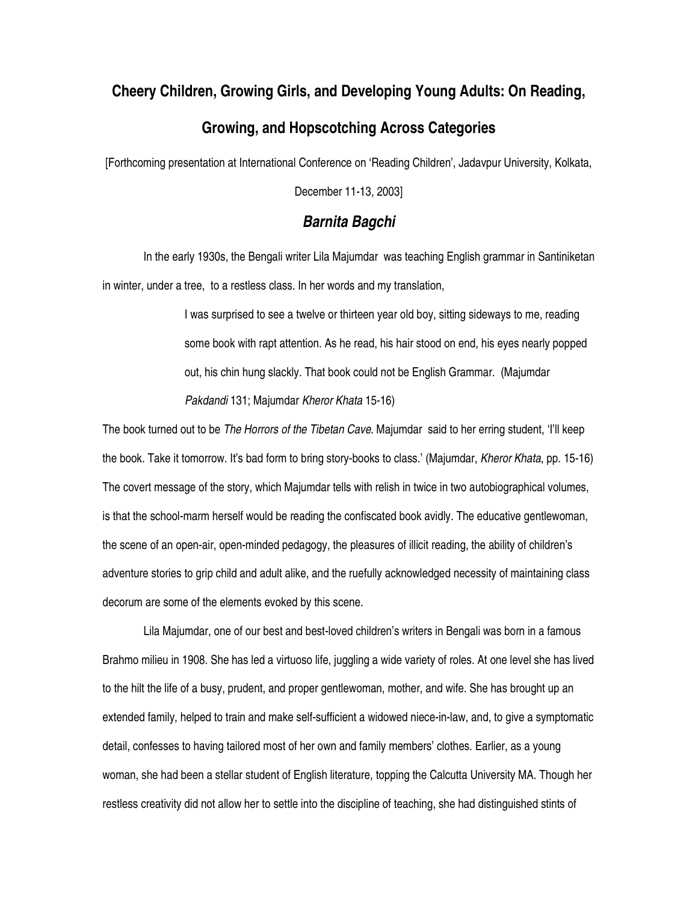# Cheery Children, Growing Girls, and Developing Young Adults: On Reading, Growing, and Hopscotching Across Categories

[Forthcoming presentation at International Conference on 'Reading Children', Jadavpur University, Kolkata, December 11-13, 2003]

***Barnita Bagchi***

In the early 1930s, the Bengali writer Lila Majumdar was teaching English grammar in Santiniketan in winter, under a tree, to a restless class. In her words and my translation,

> I was surprised to see a twelve or thirteen year old boy, sitting sideways to me, reading some book with rapt attention. As he read, his hair stood on end, his eyes nearly popped out, his chin hung slackly. That book could not be English Grammar. (Majumdar *Pakdandi* 131; Majumdar *Kheror Khata* 15-16)

The book turned out to be *The Horrors of the Tibetan Cave*. Majumdar said to her erring student, 'I'll keep the book. Take it tomorrow. It's bad form to bring story-books to class.' (Majumdar, *Kheror Khata*, pp. 15-16) The covert message of the story, which Majumdar tells with relish in twice in two autobiographical volumes, is that the school-marm herself would be reading the confiscated book avidly. The educative gentlewoman, the scene of an open-air, open-minded pedagogy, the pleasures of illicit reading, the ability of children's adventure stories to grip child and adult alike, and the ruefully acknowledged necessity of maintaining class decorum are some of the elements evoked by this scene.

Lila Majumdar, one of our best and best-loved children's writers in Bengali was born in a famous Brahmo milieu in 1908. She has led a virtuoso life, juggling a wide variety of roles. At one level she has lived to the hilt the life of a busy, prudent, and proper gentlewoman, mother, and wife. She has brought up an extended family, helped to train and make self-sufficient a widowed niece-in-law, and, to give a symptomatic detail, confesses to having tailored most of her own and family members' clothes. Earlier, as a young woman, she had been a stellar student of English literature, topping the Calcutta University MA. Though her restless creativity did not allow her to settle into the discipline of teaching, she had distinguished stints of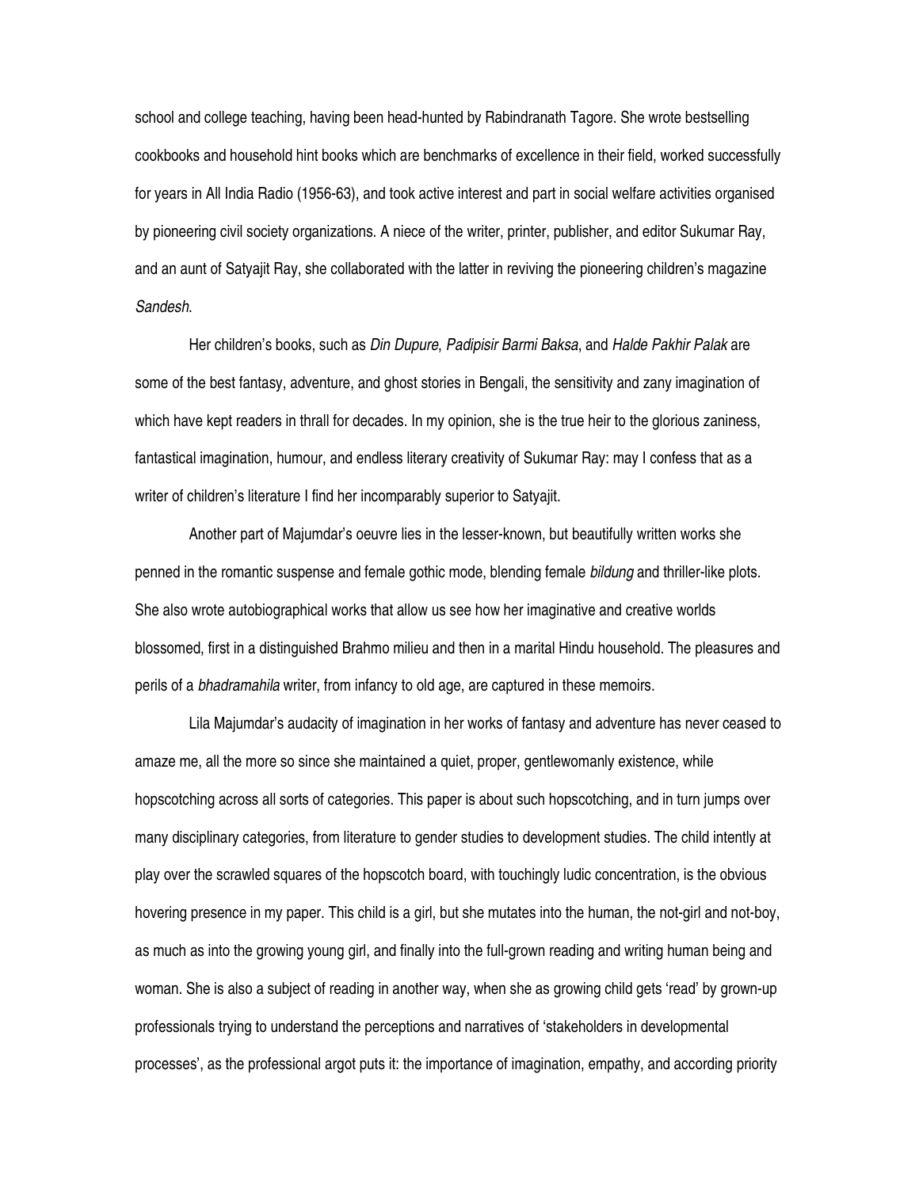school and college teaching, having been head-hunted by Rabindranath Tagore. She wrote bestselling cookbooks and household hint books which are benchmarks of excellence in their field, worked successfully for years in All India Radio (1956-63), and took active interest and part in social welfare activities organised by pioneering civil society organizations. A niece of the writer, printer, publisher, and editor Sukumar Ray, and an aunt of Satyajit Ray, she collaborated with the latter in reviving the pioneering children's magazine *Sandesh*.

Her children's books, such as *Din Dupure*, *Padipisir Barmi Baksa*, and *Halde Pakhir Palak* are some of the best fantasy, adventure, and ghost stories in Bengali, the sensitivity and zany imagination of which have kept readers in thrall for decades. In my opinion, she is the true heir to the glorious zaniness, fantastical imagination, humour, and endless literary creativity of Sukumar Ray: may I confess that as a writer of children's literature I find her incomparably superior to Satyajit.

Another part of Majumdar's oeuvre lies in the lesser-known, but beautifully written works she penned in the romantic suspense and female gothic mode, blending female *bildung* and thriller-like plots. She also wrote autobiographical works that allow us see how her imaginative and creative worlds blossomed, first in a distinguished Brahmo milieu and then in a marital Hindu household. The pleasures and perils of a *bhadramahila* writer, from infancy to old age, are captured in these memoirs.

Lila Majumdar's audacity of imagination in her works of fantasy and adventure has never ceased to amaze me, all the more so since she maintained a quiet, proper, gentlewomanly existence, while hopscotching across all sorts of categories. This paper is about such hopscotching, and in turn jumps over many disciplinary categories, from literature to gender studies to development studies. The child intently at play over the scrawled squares of the hopscotch board, with touchingly ludic concentration, is the obvious hovering presence in my paper. This child is a girl, but she mutates into the human, the not-girl and not-boy, as much as into the growing young girl, and finally into the full-grown reading and writing human being and woman. She is also a subject of reading in another way, when she as growing child gets 'read' by grown-up professionals trying to understand the perceptions and narratives of 'stakeholders in developmental processes', as the professional argot puts it: the importance of imagination, empathy, and according priority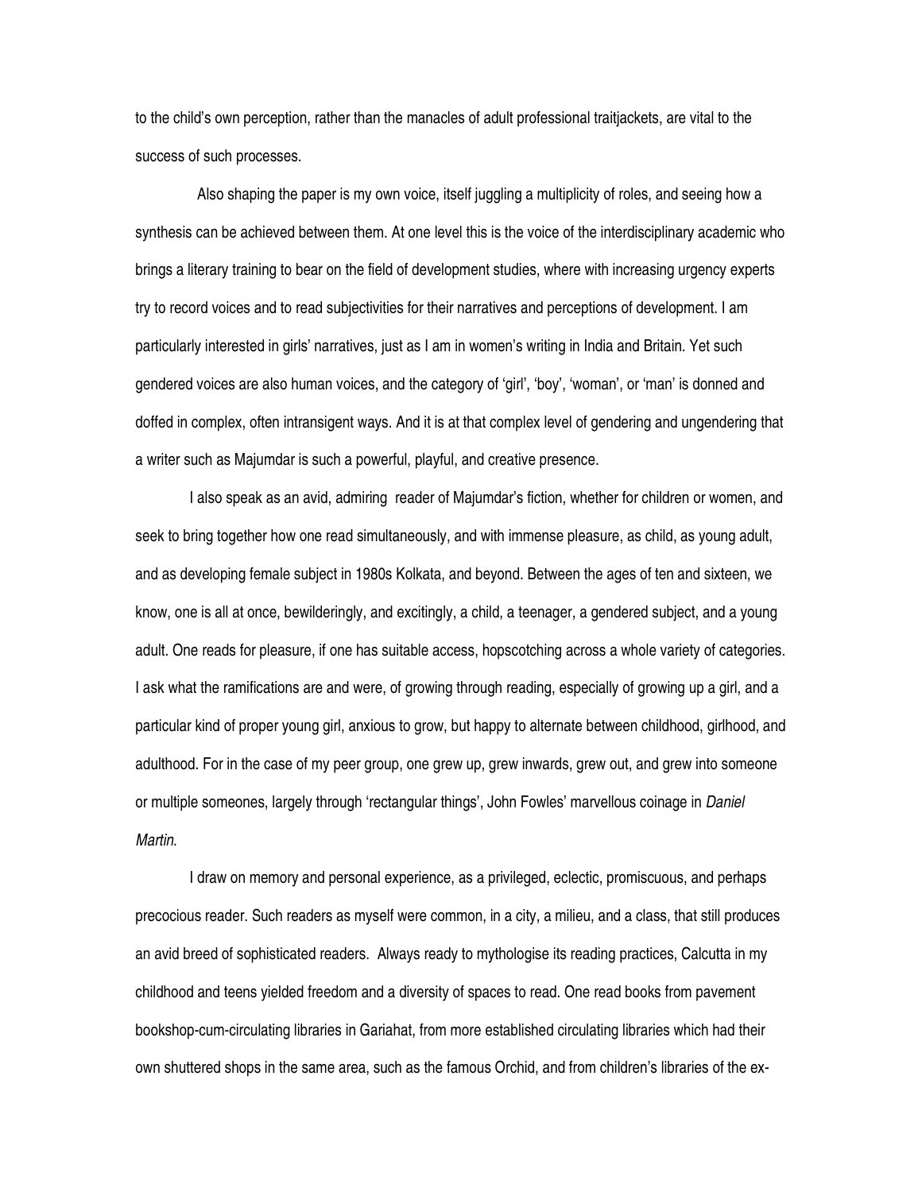to the child's own perception, rather than the manacles of adult professional traitjackets, are vital to the success of such processes.

Also shaping the paper is my own voice, itself juggling a multiplicity of roles, and seeing how a synthesis can be achieved between them. At one level this is the voice of the interdisciplinary academic who brings a literary training to bear on the field of development studies, where with increasing urgency experts try to record voices and to read subjectivities for their narratives and perceptions of development. I am particularly interested in girls' narratives, just as I am in women's writing in India and Britain. Yet such gendered voices are also human voices, and the category of 'girl', 'boy', 'woman', or 'man' is donned and doffed in complex, often intransigent ways. And it is at that complex level of gendering and ungendering that a writer such as Majumdar is such a powerful, playful, and creative presence.

I also speak as an avid, admiring reader of Majumdar's fiction, whether for children or women, and seek to bring together how one read simultaneously, and with immense pleasure, as child, as young adult, and as developing female subject in 1980s Kolkata, and beyond. Between the ages of ten and sixteen, we know, one is all at once, bewilderingly, and excitingly, a child, a teenager, a gendered subject, and a young adult. One reads for pleasure, if one has suitable access, hopscotching across a whole variety of categories. I ask what the ramifications are and were, of growing through reading, especially of growing up a girl, and a particular kind of proper young girl, anxious to grow, but happy to alternate between childhood, girlhood, and adulthood. For in the case of my peer group, one grew up, grew inwards, grew out, and grew into someone or multiple someones, largely through 'rectangular things', John Fowles' marvellous coinage in *Daniel Martin*.

I draw on memory and personal experience, as a privileged, eclectic, promiscuous, and perhaps precocious reader. Such readers as myself were common, in a city, a milieu, and a class, that still produces an avid breed of sophisticated readers. Always ready to mythologise its reading practices, Calcutta in my childhood and teens yielded freedom and a diversity of spaces to read. One read books from pavement bookshop-cum-circulating libraries in Gariahat, from more established circulating libraries which had their own shuttered shops in the same area, such as the famous Orchid, and from children's libraries of the ex-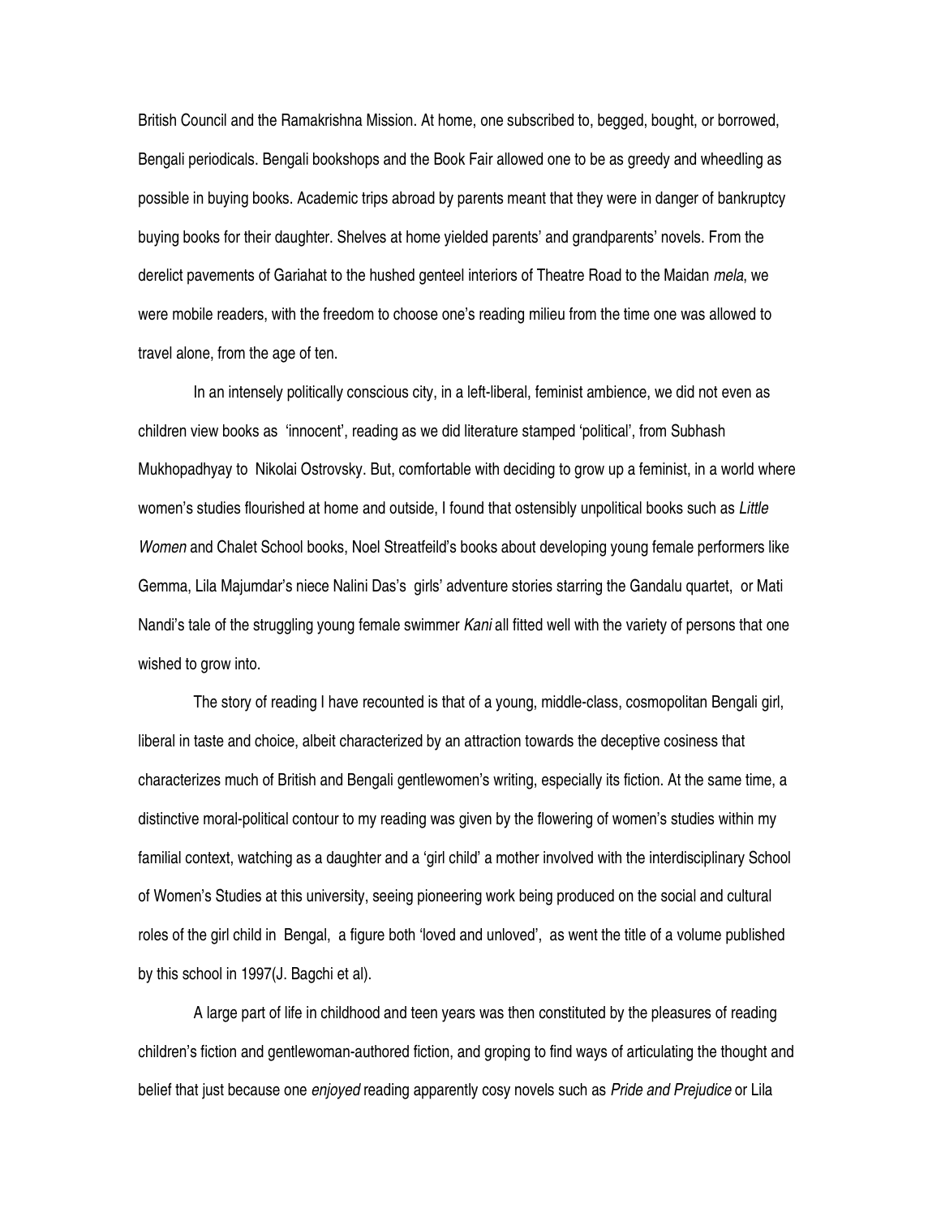British Council and the Ramakrishna Mission. At home, one subscribed to, begged, bought, or borrowed, Bengali periodicals. Bengali bookshops and the Book Fair allowed one to be as greedy and wheedling as possible in buying books. Academic trips abroad by parents meant that they were in danger of bankruptcy buying books for their daughter. Shelves at home yielded parents' and grandparents' novels. From the derelict pavements of Gariahat to the hushed genteel interiors of Theatre Road to the Maidan *mela*, we were mobile readers, with the freedom to choose one's reading milieu from the time one was allowed to travel alone, from the age of ten.

In an intensely politically conscious city, in a left-liberal, feminist ambience, we did not even as children view books as 'innocent', reading as we did literature stamped 'political', from Subhash Mukhopadhyay to Nikolai Ostrovsky. But, comfortable with deciding to grow up a feminist, in a world where women's studies flourished at home and outside, I found that ostensibly unpolitical books such as *Little Women* and Chalet School books, Noel Streatfeild's books about developing young female performers like Gemma, Lila Majumdar's niece Nalini Das's girls' adventure stories starring the Gandalu quartet, or Mati Nandi's tale of the struggling young female swimmer *Kani* all fitted well with the variety of persons that one wished to grow into.

The story of reading I have recounted is that of a young, middle-class, cosmopolitan Bengali girl, liberal in taste and choice, albeit characterized by an attraction towards the deceptive cosiness that characterizes much of British and Bengali gentlewomen's writing, especially its fiction. At the same time, a distinctive moral-political contour to my reading was given by the flowering of women's studies within my familial context, watching as a daughter and a 'girl child' a mother involved with the interdisciplinary School of Women's Studies at this university, seeing pioneering work being produced on the social and cultural roles of the girl child in Bengal, a figure both 'loved and unloved', as went the title of a volume published by this school in 1997(J. Bagchi et al).

A large part of life in childhood and teen years was then constituted by the pleasures of reading children's fiction and gentlewoman-authored fiction, and groping to find ways of articulating the thought and belief that just because one *enjoyed* reading apparently cosy novels such as *Pride and Prejudice* or Lila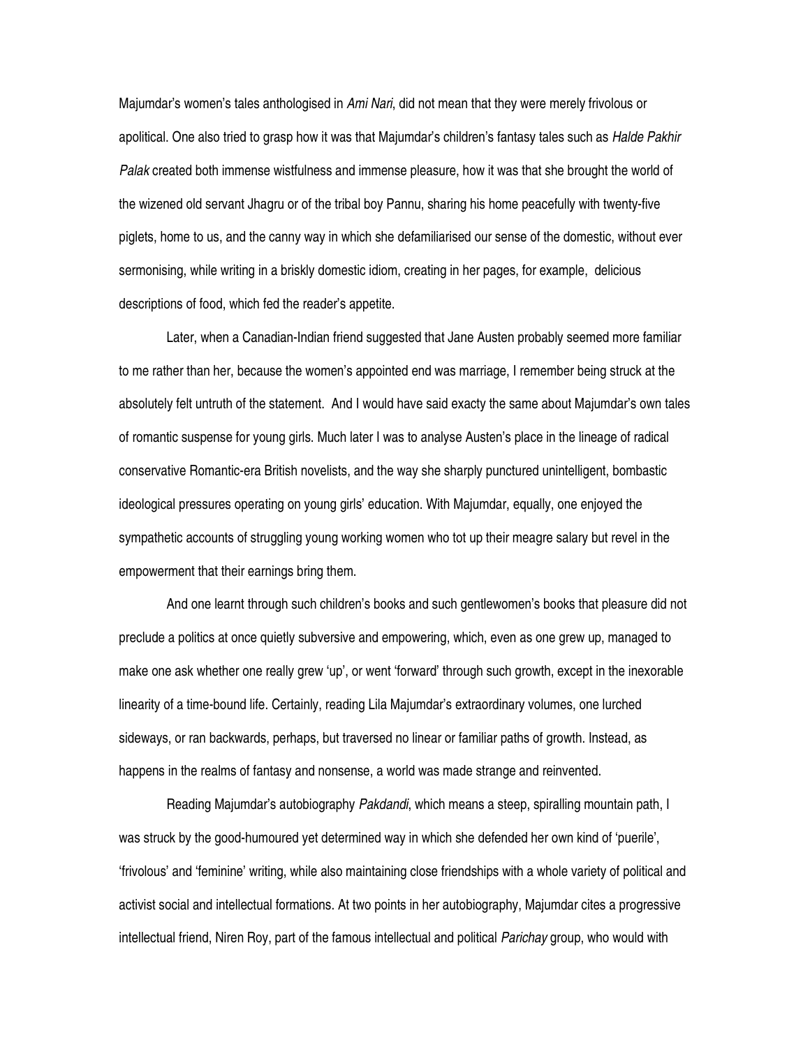Majumdar's women's tales anthologised in *Ami Nari*, did not mean that they were merely frivolous or apolitical. One also tried to grasp how it was that Majumdar's children's fantasy tales such as *Halde Pakhir Palak* created both immense wistfulness and immense pleasure, how it was that she brought the world of the wizened old servant Jhagru or of the tribal boy Pannu, sharing his home peacefully with twenty-five piglets, home to us, and the canny way in which she defamiliarised our sense of the domestic, without ever sermonising, while writing in a briskly domestic idiom, creating in her pages, for example, delicious descriptions of food, which fed the reader's appetite.

Later, when a Canadian-Indian friend suggested that Jane Austen probably seemed more familiar to me rather than her, because the women's appointed end was marriage, I remember being struck at the absolutely felt untruth of the statement. And I would have said exacty the same about Majumdar's own tales of romantic suspense for young girls. Much later I was to analyse Austen's place in the lineage of radical conservative Romantic-era British novelists, and the way she sharply punctured unintelligent, bombastic ideological pressures operating on young girls' education. With Majumdar, equally, one enjoyed the sympathetic accounts of struggling young working women who tot up their meagre salary but revel in the empowerment that their earnings bring them.

And one learnt through such children's books and such gentlewomen's books that pleasure did not preclude a politics at once quietly subversive and empowering, which, even as one grew up, managed to make one ask whether one really grew 'up', or went 'forward' through such growth, except in the inexorable linearity of a time-bound life. Certainly, reading Lila Majumdar's extraordinary volumes, one lurched sideways, or ran backwards, perhaps, but traversed no linear or familiar paths of growth. Instead, as happens in the realms of fantasy and nonsense, a world was made strange and reinvented.

Reading Majumdar's autobiography *Pakdandi*, which means a steep, spiralling mountain path, I was struck by the good-humoured yet determined way in which she defended her own kind of 'puerile', 'frivolous' and 'feminine' writing, while also maintaining close friendships with a whole variety of political and activist social and intellectual formations. At two points in her autobiography, Majumdar cites a progressive intellectual friend, Niren Roy, part of the famous intellectual and political *Parichay* group, who would with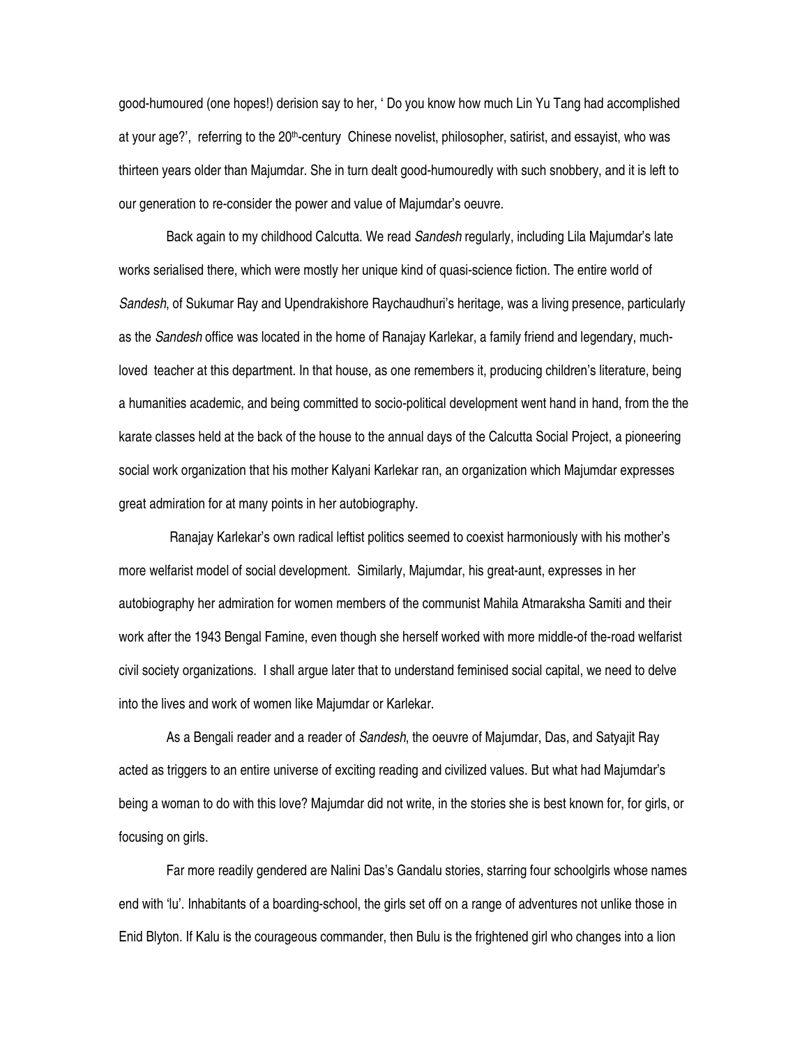good-humoured (one hopes!) derision say to her, ' Do you know how much Lin Yu Tang had accomplished at your age?', referring to the 20th-century Chinese novelist, philosopher, satirist, and essayist, who was thirteen years older than Majumdar. She in turn dealt good-humouredly with such snobbery, and it is left to our generation to re-consider the power and value of Majumdar's oeuvre.

Back again to my childhood Calcutta. We read *Sandesh* regularly, including Lila Majumdar's late works serialised there, which were mostly her unique kind of quasi-science fiction. The entire world of *Sandesh*, of Sukumar Ray and Upendrakishore Raychaudhuri's heritage, was a living presence, particularly as the *Sandesh* office was located in the home of Ranajay Karlekar, a family friend and legendary, much-loved teacher at this department. In that house, as one remembers it, producing children's literature, being a humanities academic, and being committed to socio-political development went hand in hand, from the the karate classes held at the back of the house to the annual days of the Calcutta Social Project, a pioneering social work organization that his mother Kalyani Karlekar ran, an organization which Majumdar expresses great admiration for at many points in her autobiography.

Ranajay Karlekar's own radical leftist politics seemed to coexist harmoniously with his mother's more welfarist model of social development. Similarly, Majumdar, his great-aunt, expresses in her autobiography her admiration for women members of the communist Mahila Atmaraksha Samiti and their work after the 1943 Bengal Famine, even though she herself worked with more middle-of the-road welfarist civil society organizations. I shall argue later that to understand feminised social capital, we need to delve into the lives and work of women like Majumdar or Karlekar.

As a Bengali reader and a reader of *Sandesh*, the oeuvre of Majumdar, Das, and Satyajit Ray acted as triggers to an entire universe of exciting reading and civilized values. But what had Majumdar's being a woman to do with this love? Majumdar did not write, in the stories she is best known for, for girls, or focusing on girls.

Far more readily gendered are Nalini Das's Gandalu stories, starring four schoolgirls whose names end with 'lu'. Inhabitants of a boarding-school, the girls set off on a range of adventures not unlike those in Enid Blyton. If Kalu is the courageous commander, then Bulu is the frightened girl who changes into a lion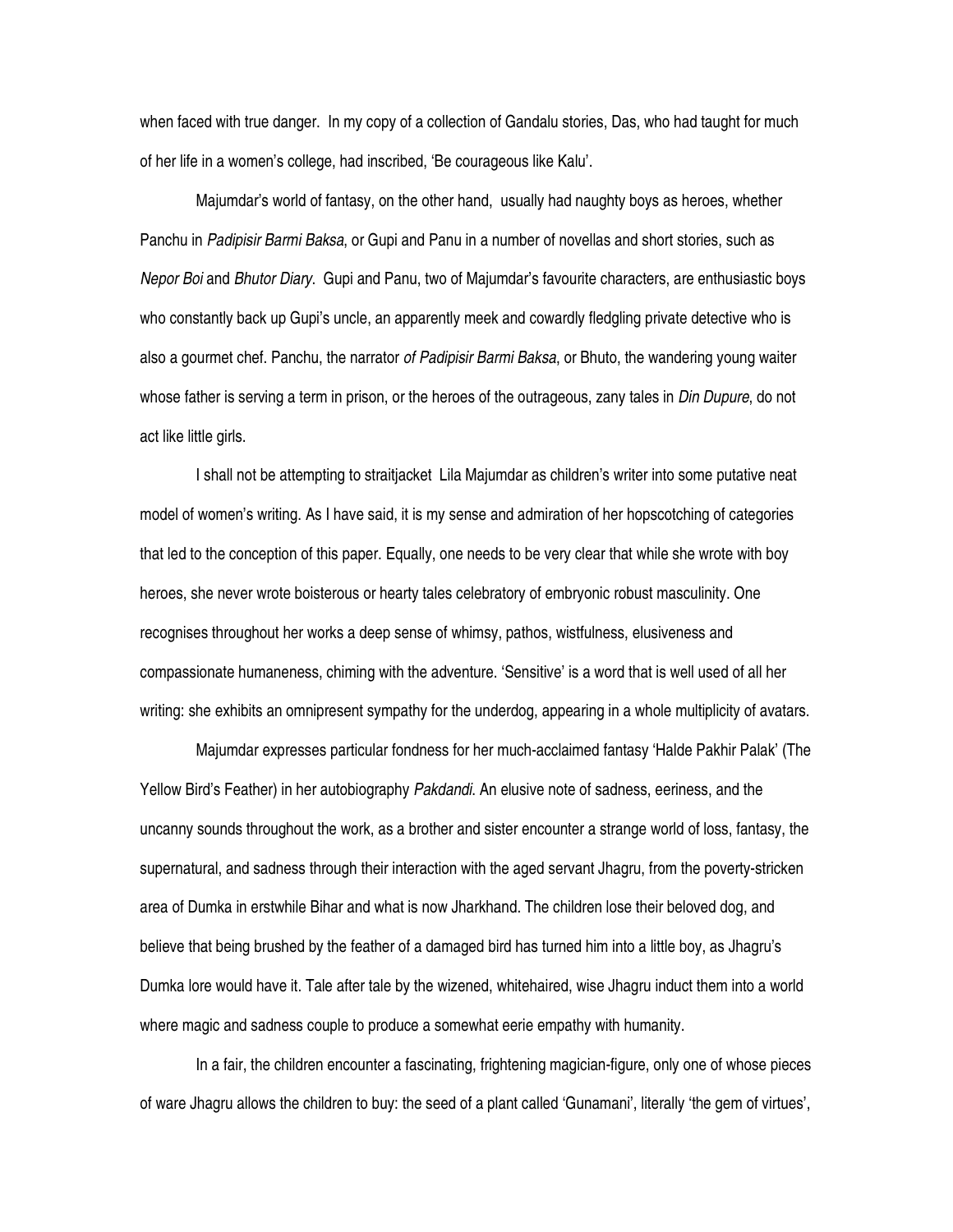when faced with true danger. In my copy of a collection of Gandalu stories, Das, who had taught for much of her life in a women's college, had inscribed, 'Be courageous like Kalu'.

Majumdar's world of fantasy, on the other hand, usually had naughty boys as heroes, whether Panchu in *Padipisir Barmi Baksa*, or Gupi and Panu in a number of novellas and short stories, such as *Nepor Boi* and *Bhutor Diary*. Gupi and Panu, two of Majumdar's favourite characters, are enthusiastic boys who constantly back up Gupi's uncle, an apparently meek and cowardly fledgling private detective who is also a gourmet chef. Panchu, the narrator *of Padipisir Barmi Baksa*, or Bhuto, the wandering young waiter whose father is serving a term in prison, or the heroes of the outrageous, zany tales in *Din Dupure*, do not act like little girls.

I shall not be attempting to straitjacket Lila Majumdar as children's writer into some putative neat model of women's writing. As I have said, it is my sense and admiration of her hopscotching of categories that led to the conception of this paper. Equally, one needs to be very clear that while she wrote with boy heroes, she never wrote boisterous or hearty tales celebratory of embryonic robust masculinity. One recognises throughout her works a deep sense of whimsy, pathos, wistfulness, elusiveness and compassionate humaneness, chiming with the adventure. 'Sensitive' is a word that is well used of all her writing: she exhibits an omnipresent sympathy for the underdog, appearing in a whole multiplicity of avatars.

Majumdar expresses particular fondness for her much-acclaimed fantasy 'Halde Pakhir Palak' (The Yellow Bird's Feather) in her autobiography *Pakdandi*. An elusive note of sadness, eeriness, and the uncanny sounds throughout the work, as a brother and sister encounter a strange world of loss, fantasy, the supernatural, and sadness through their interaction with the aged servant Jhagru, from the poverty-stricken area of Dumka in erstwhile Bihar and what is now Jharkhand. The children lose their beloved dog, and believe that being brushed by the feather of a damaged bird has turned him into a little boy, as Jhagru's Dumka lore would have it. Tale after tale by the wizened, whitehaired, wise Jhagru induct them into a world where magic and sadness couple to produce a somewhat eerie empathy with humanity.

In a fair, the children encounter a fascinating, frightening magician-figure, only one of whose pieces of ware Jhagru allows the children to buy: the seed of a plant called 'Gunamani', literally 'the gem of virtues',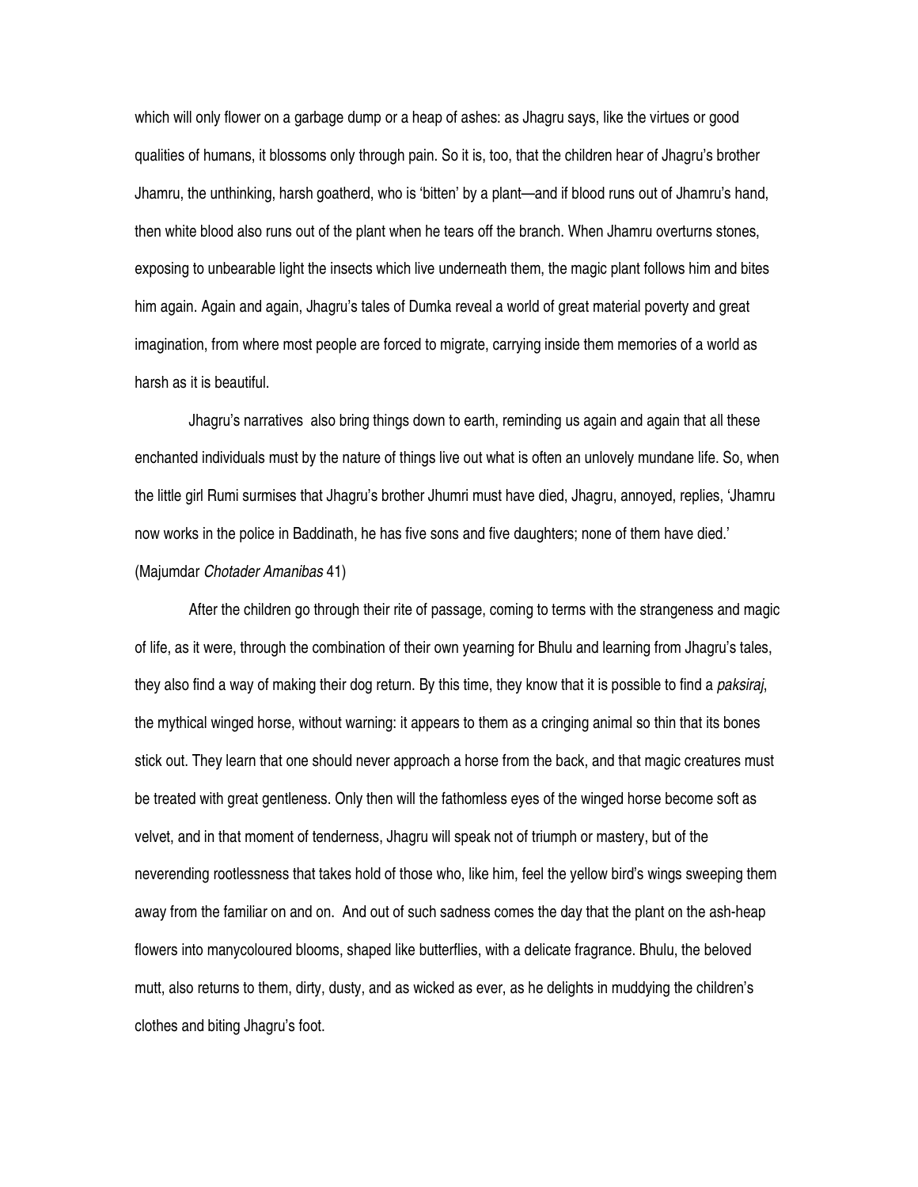which will only flower on a garbage dump or a heap of ashes: as Jhagru says, like the virtues or good qualities of humans, it blossoms only through pain. So it is, too, that the children hear of Jhagru's brother Jhamru, the unthinking, harsh goatherd, who is 'bitten' by a plant—and if blood runs out of Jhamru's hand, then white blood also runs out of the plant when he tears off the branch. When Jhamru overturns stones, exposing to unbearable light the insects which live underneath them, the magic plant follows him and bites him again. Again and again, Jhagru's tales of Dumka reveal a world of great material poverty and great imagination, from where most people are forced to migrate, carrying inside them memories of a world as harsh as it is beautiful.

Jhagru's narratives also bring things down to earth, reminding us again and again that all these enchanted individuals must by the nature of things live out what is often an unlovely mundane life. So, when the little girl Rumi surmises that Jhagru's brother Jhumri must have died, Jhagru, annoyed, replies, 'Jhamru now works in the police in Baddinath, he has five sons and five daughters; none of them have died.' (Majumdar *Chotader Amanibas* 41)

After the children go through their rite of passage, coming to terms with the strangeness and magic of life, as it were, through the combination of their own yearning for Bhulu and learning from Jhagru's tales, they also find a way of making their dog return. By this time, they know that it is possible to find a *paksiraj*, the mythical winged horse, without warning: it appears to them as a cringing animal so thin that its bones stick out. They learn that one should never approach a horse from the back, and that magic creatures must be treated with great gentleness. Only then will the fathomless eyes of the winged horse become soft as velvet, and in that moment of tenderness, Jhagru will speak not of triumph or mastery, but of the neverending rootlessness that takes hold of those who, like him, feel the yellow bird's wings sweeping them away from the familiar on and on. And out of such sadness comes the day that the plant on the ash-heap flowers into manycoloured blooms, shaped like butterflies, with a delicate fragrance. Bhulu, the beloved mutt, also returns to them, dirty, dusty, and as wicked as ever, as he delights in muddying the children's clothes and biting Jhagru's foot.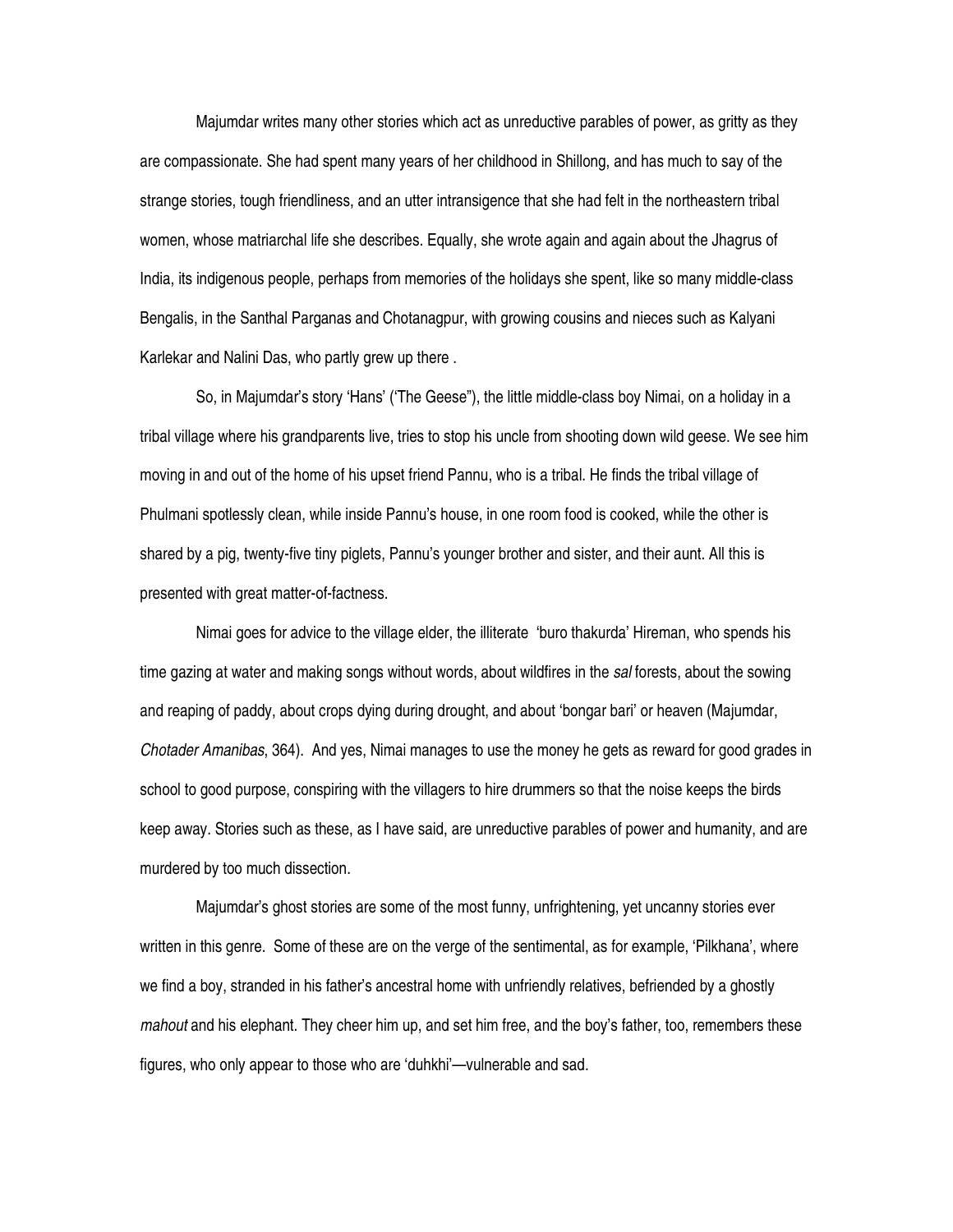Majumdar writes many other stories which act as unreductive parables of power, as gritty as they are compassionate. She had spent many years of her childhood in Shillong, and has much to say of the strange stories, tough friendliness, and an utter intransigence that she had felt in the northeastern tribal women, whose matriarchal life she describes. Equally, she wrote again and again about the Jhagrus of India, its indigenous people, perhaps from memories of the holidays she spent, like so many middle-class Bengalis, in the Santhal Parganas and Chotanagpur, with growing cousins and nieces such as Kalyani Karlekar and Nalini Das, who partly grew up there .

So, in Majumdar's story 'Hans' ('The Geese"), the little middle-class boy Nimai, on a holiday in a tribal village where his grandparents live, tries to stop his uncle from shooting down wild geese. We see him moving in and out of the home of his upset friend Pannu, who is a tribal. He finds the tribal village of Phulmani spotlessly clean, while inside Pannu's house, in one room food is cooked, while the other is shared by a pig, twenty-five tiny piglets, Pannu's younger brother and sister, and their aunt. All this is presented with great matter-of-factness.

Nimai goes for advice to the village elder, the illiterate 'buro thakurda' Hireman, who spends his time gazing at water and making songs without words, about wildfires in the *sal* forests, about the sowing and reaping of paddy, about crops dying during drought, and about 'bongar bari' or heaven (Majumdar, *Chotader Amanibas*, 364). And yes, Nimai manages to use the money he gets as reward for good grades in school to good purpose, conspiring with the villagers to hire drummers so that the noise keeps the birds keep away. Stories such as these, as I have said, are unreductive parables of power and humanity, and are murdered by too much dissection.

Majumdar's ghost stories are some of the most funny, unfrightening, yet uncanny stories ever written in this genre. Some of these are on the verge of the sentimental, as for example, 'Pilkhana', where we find a boy, stranded in his father's ancestral home with unfriendly relatives, befriended by a ghostly *mahout* and his elephant. They cheer him up, and set him free, and the boy's father, too, remembers these figures, who only appear to those who are 'duhkhi'—vulnerable and sad.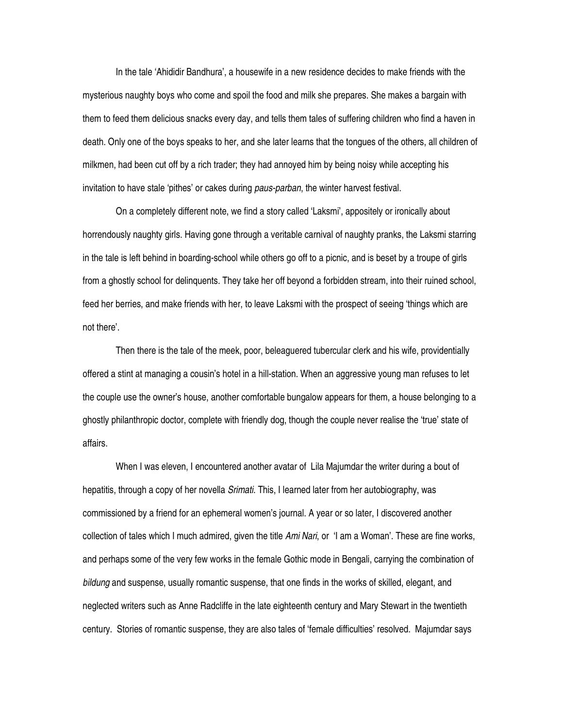In the tale 'Ahididir Bandhura', a housewife in a new residence decides to make friends with the mysterious naughty boys who come and spoil the food and milk she prepares. She makes a bargain with them to feed them delicious snacks every day, and tells them tales of suffering children who find a haven in death. Only one of the boys speaks to her, and she later learns that the tongues of the others, all children of milkmen, had been cut off by a rich trader; they had annoyed him by being noisy while accepting his invitation to have stale 'pithes' or cakes during *paus-parban*, the winter harvest festival.

On a completely different note, we find a story called 'Laksmi', appositely or ironically about horrendously naughty girls. Having gone through a veritable carnival of naughty pranks, the Laksmi starring in the tale is left behind in boarding-school while others go off to a picnic, and is beset by a troupe of girls from a ghostly school for delinquents. They take her off beyond a forbidden stream, into their ruined school, feed her berries, and make friends with her, to leave Laksmi with the prospect of seeing 'things which are not there'.

Then there is the tale of the meek, poor, beleaguered tubercular clerk and his wife, providentially offered a stint at managing a cousin's hotel in a hill-station. When an aggressive young man refuses to let the couple use the owner's house, another comfortable bungalow appears for them, a house belonging to a ghostly philanthropic doctor, complete with friendly dog, though the couple never realise the 'true' state of affairs.

When I was eleven, I encountered another avatar of Lila Majumdar the writer during a bout of hepatitis, through a copy of her novella *Srimati*. This, I learned later from her autobiography, was commissioned by a friend for an ephemeral women's journal. A year or so later, I discovered another collection of tales which I much admired, given the title *Ami Nari*, or 'I am a Woman'. These are fine works, and perhaps some of the very few works in the female Gothic mode in Bengali, carrying the combination of *bildung* and suspense, usually romantic suspense, that one finds in the works of skilled, elegant, and neglected writers such as Anne Radcliffe in the late eighteenth century and Mary Stewart in the twentieth century. Stories of romantic suspense, they are also tales of 'female difficulties' resolved. Majumdar says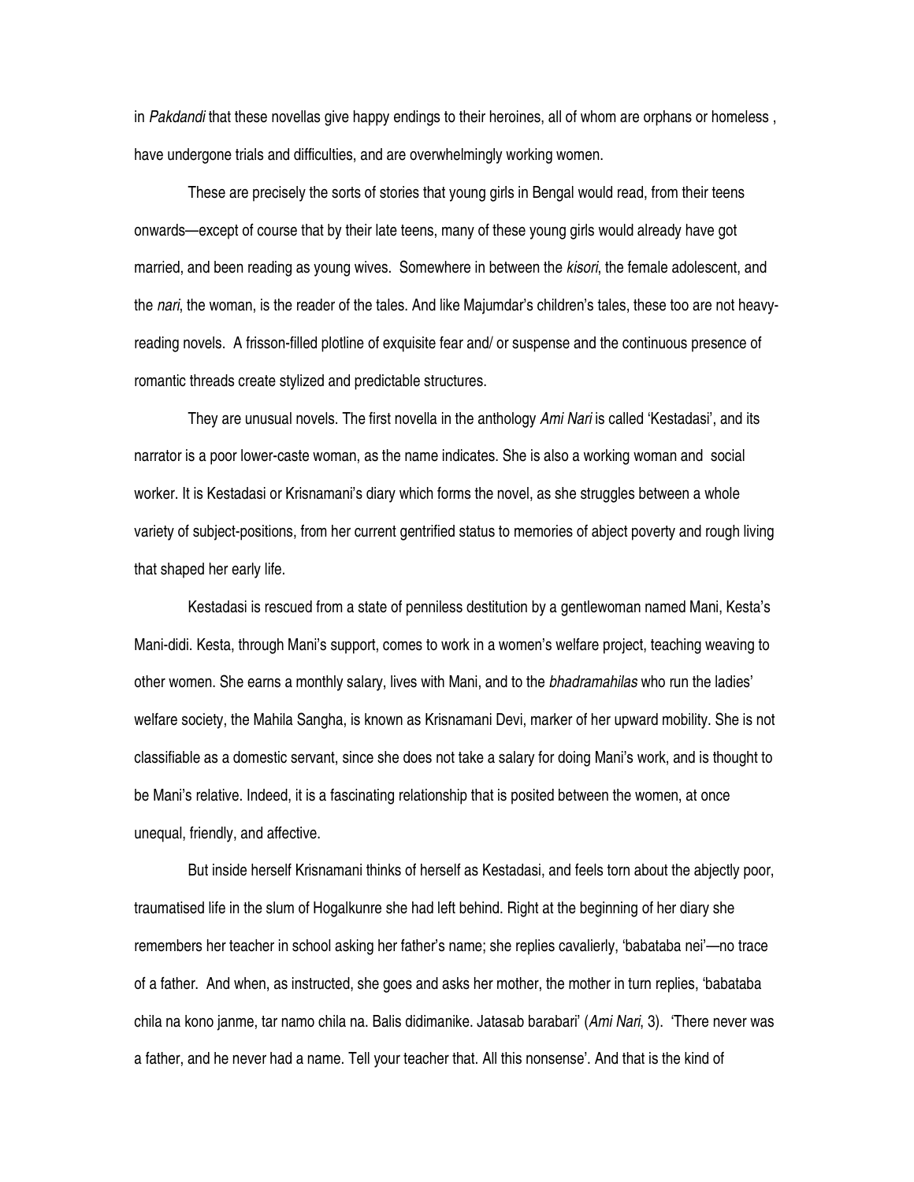in *Pakdandi* that these novellas give happy endings to their heroines, all of whom are orphans or homeless , have undergone trials and difficulties, and are overwhelmingly working women.

These are precisely the sorts of stories that young girls in Bengal would read, from their teens onwards—except of course that by their late teens, many of these young girls would already have got married, and been reading as young wives. Somewhere in between the *kisori*, the female adolescent, and the *nari*, the woman, is the reader of the tales. And like Majumdar's children's tales, these too are not heavy-reading novels. A frisson-filled plotline of exquisite fear and/ or suspense and the continuous presence of romantic threads create stylized and predictable structures.

They are unusual novels. The first novella in the anthology *Ami Nari* is called 'Kestadasi', and its narrator is a poor lower-caste woman, as the name indicates. She is also a working woman and social worker. It is Kestadasi or Krisnamani's diary which forms the novel, as she struggles between a whole variety of subject-positions, from her current gentrified status to memories of abject poverty and rough living that shaped her early life.

Kestadasi is rescued from a state of penniless destitution by a gentlewoman named Mani, Kesta's Mani-didi. Kesta, through Mani's support, comes to work in a women's welfare project, teaching weaving to other women. She earns a monthly salary, lives with Mani, and to the *bhadramahilas* who run the ladies' welfare society, the Mahila Sangha, is known as Krisnamani Devi, marker of her upward mobility. She is not classifiable as a domestic servant, since she does not take a salary for doing Mani's work, and is thought to be Mani's relative. Indeed, it is a fascinating relationship that is posited between the women, at once unequal, friendly, and affective.

But inside herself Krisnamani thinks of herself as Kestadasi, and feels torn about the abjectly poor, traumatised life in the slum of Hogalkunre she had left behind. Right at the beginning of her diary she remembers her teacher in school asking her father's name; she replies cavalierly, 'babataba nei'—no trace of a father. And when, as instructed, she goes and asks her mother, the mother in turn replies, 'babataba chila na kono janme, tar namo chila na. Balis didimanike. Jatasab barabari' (*Ami Nari*, 3). 'There never was a father, and he never had a name. Tell your teacher that. All this nonsense'. And that is the kind of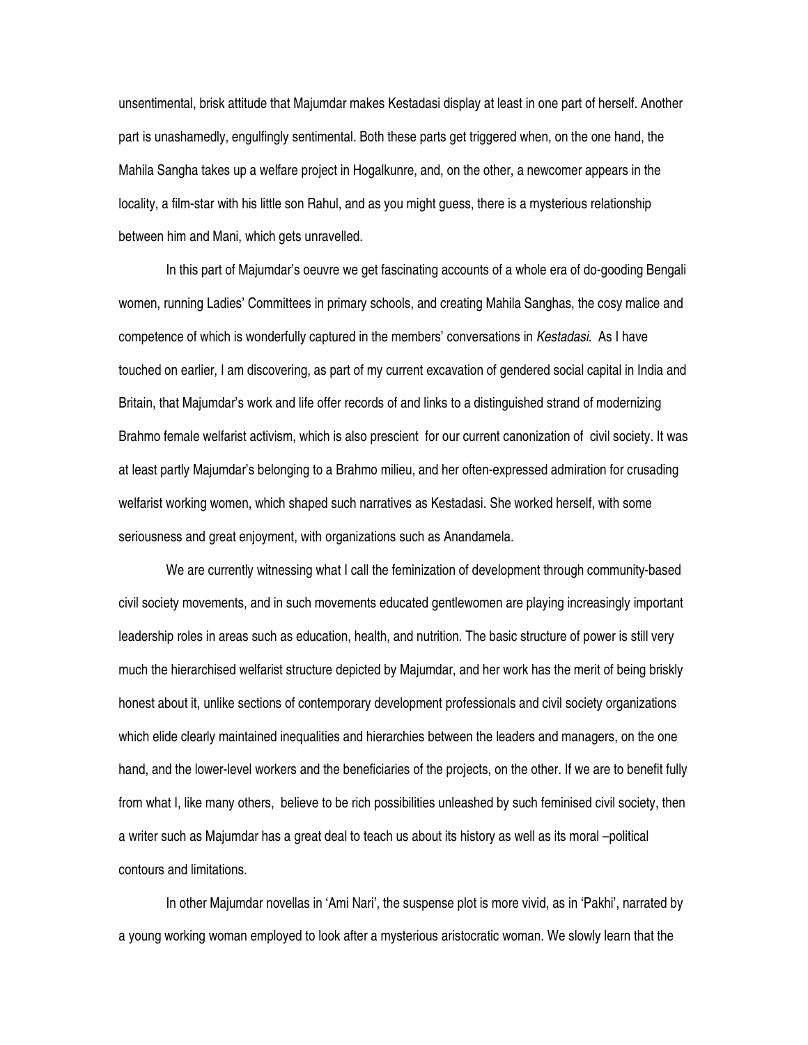unsentimental, brisk attitude that Majumdar makes Kestadasi display at least in one part of herself. Another part is unashamedly, engulfingly sentimental. Both these parts get triggered when, on the one hand, the Mahila Sangha takes up a welfare project in Hogalkunre, and, on the other, a newcomer appears in the locality, a film-star with his little son Rahul, and as you might guess, there is a mysterious relationship between him and Mani, which gets unravelled.

In this part of Majumdar's oeuvre we get fascinating accounts of a whole era of do-gooding Bengali women, running Ladies' Committees in primary schools, and creating Mahila Sanghas, the cosy malice and competence of which is wonderfully captured in the members' conversations in *Kestadasi.* As I have touched on earlier, I am discovering, as part of my current excavation of gendered social capital in India and Britain, that Majumdar's work and life offer records of and links to a distinguished strand of modernizing Brahmo female welfarist activism, which is also prescient for our current canonization of civil society. It was at least partly Majumdar's belonging to a Brahmo milieu, and her often-expressed admiration for crusading welfarist working women, which shaped such narratives as Kestadasi. She worked herself, with some seriousness and great enjoyment, with organizations such as Anandamela.

We are currently witnessing what I call the feminization of development through community-based civil society movements, and in such movements educated gentlewomen are playing increasingly important leadership roles in areas such as education, health, and nutrition. The basic structure of power is still very much the hierarchised welfarist structure depicted by Majumdar, and her work has the merit of being briskly honest about it, unlike sections of contemporary development professionals and civil society organizations which elide clearly maintained inequalities and hierarchies between the leaders and managers, on the one hand, and the lower-level workers and the beneficiaries of the projects, on the other. If we are to benefit fully from what I, like many others, believe to be rich possibilities unleashed by such feminised civil society, then a writer such as Majumdar has a great deal to teach us about its history as well as its moral –political contours and limitations.

In other Majumdar novellas in 'Ami Nari', the suspense plot is more vivid, as in 'Pakhi', narrated by a young working woman employed to look after a mysterious aristocratic woman. We slowly learn that the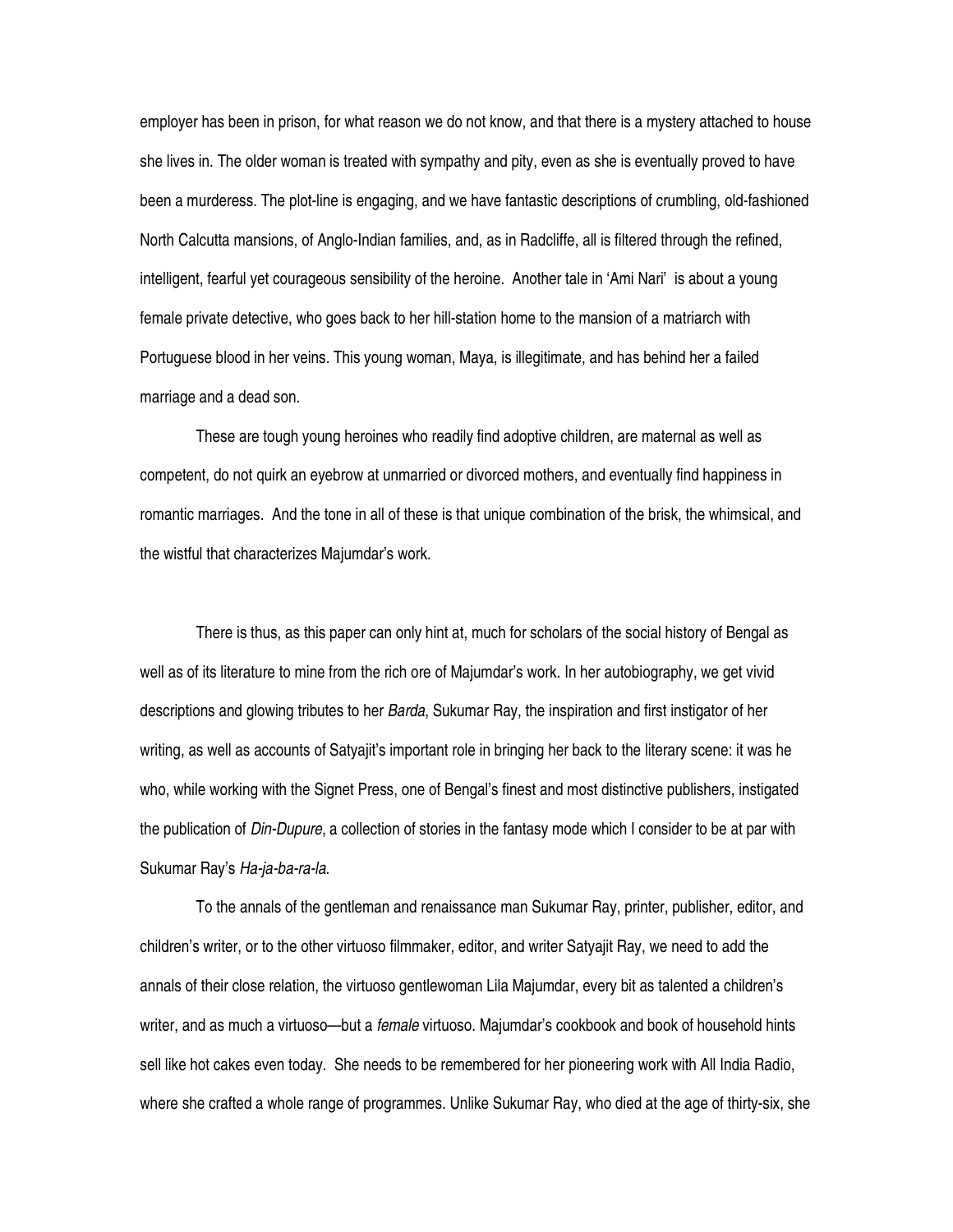employer has been in prison, for what reason we do not know, and that there is a mystery attached to house she lives in. The older woman is treated with sympathy and pity, even as she is eventually proved to have been a murderess. The plot-line is engaging, and we have fantastic descriptions of crumbling, old-fashioned North Calcutta mansions, of Anglo-Indian families, and, as in Radcliffe, all is filtered through the refined, intelligent, fearful yet courageous sensibility of the heroine. Another tale in 'Ami Nari' is about a young female private detective, who goes back to her hill-station home to the mansion of a matriarch with Portuguese blood in her veins. This young woman, Maya, is illegitimate, and has behind her a failed marriage and a dead son.

These are tough young heroines who readily find adoptive children, are maternal as well as competent, do not quirk an eyebrow at unmarried or divorced mothers, and eventually find happiness in romantic marriages. And the tone in all of these is that unique combination of the brisk, the whimsical, and the wistful that characterizes Majumdar's work.

There is thus, as this paper can only hint at, much for scholars of the social history of Bengal as well as of its literature to mine from the rich ore of Majumdar's work. In her autobiography, we get vivid descriptions and glowing tributes to her *Barda*, Sukumar Ray, the inspiration and first instigator of her writing, as well as accounts of Satyajit's important role in bringing her back to the literary scene: it was he who, while working with the Signet Press, one of Bengal's finest and most distinctive publishers, instigated the publication of *Din-Dupure*, a collection of stories in the fantasy mode which I consider to be at par with Sukumar Ray's *Ha-ja-ba-ra-la*.

To the annals of the gentleman and renaissance man Sukumar Ray, printer, publisher, editor, and children's writer, or to the other virtuoso filmmaker, editor, and writer Satyajit Ray, we need to add the annals of their close relation, the virtuoso gentlewoman Lila Majumdar, every bit as talented a children's writer, and as much a virtuoso—but a *female* virtuoso. Majumdar's cookbook and book of household hints sell like hot cakes even today. She needs to be remembered for her pioneering work with All India Radio, where she crafted a whole range of programmes. Unlike Sukumar Ray, who died at the age of thirty-six, she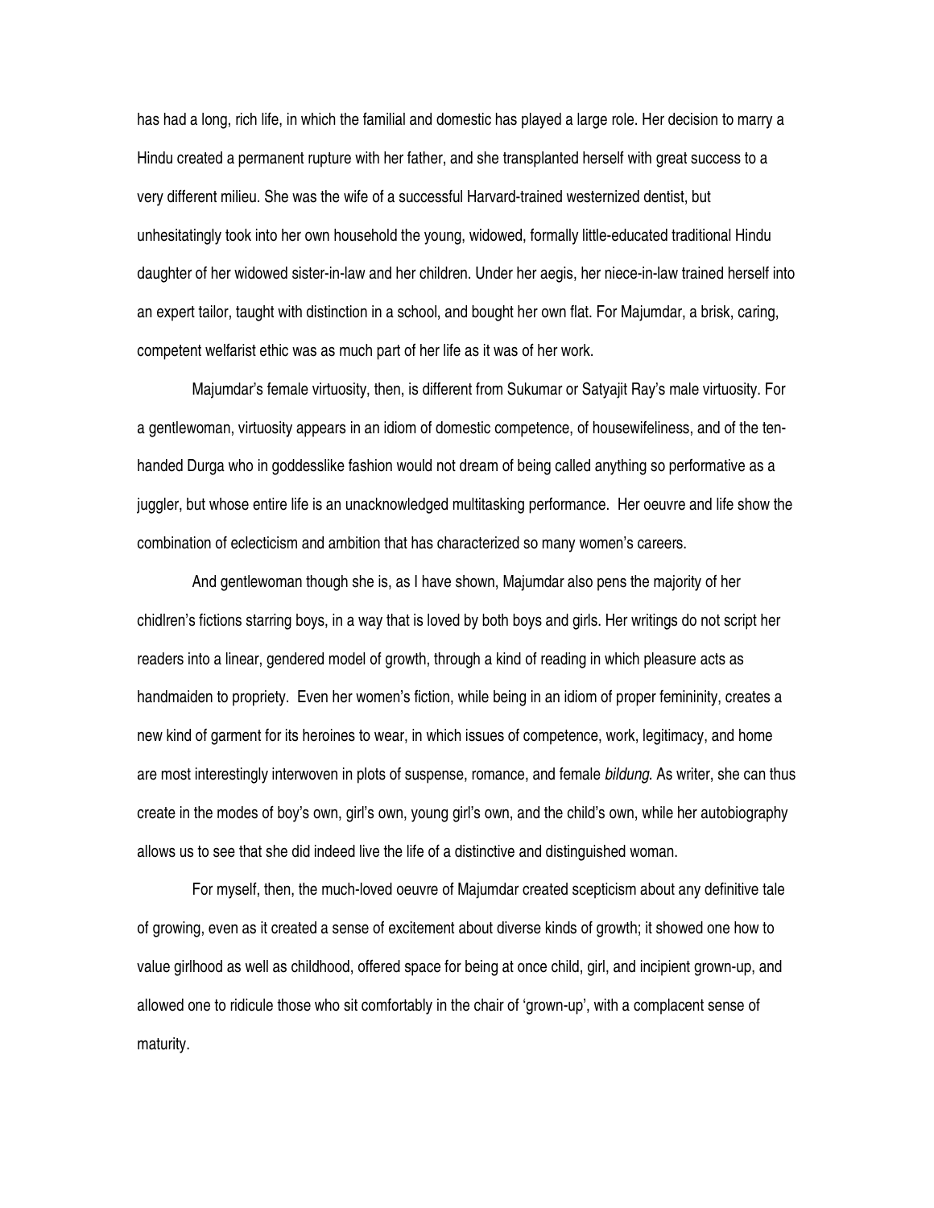has had a long, rich life, in which the familial and domestic has played a large role. Her decision to marry a Hindu created a permanent rupture with her father, and she transplanted herself with great success to a very different milieu. She was the wife of a successful Harvard-trained westernized dentist, but unhesitatingly took into her own household the young, widowed, formally little-educated traditional Hindu daughter of her widowed sister-in-law and her children. Under her aegis, her niece-in-law trained herself into an expert tailor, taught with distinction in a school, and bought her own flat. For Majumdar, a brisk, caring, competent welfarist ethic was as much part of her life as it was of her work.

Majumdar's female virtuosity, then, is different from Sukumar or Satyajit Ray's male virtuosity. For a gentlewoman, virtuosity appears in an idiom of domestic competence, of housewifeliness, and of the ten-handed Durga who in goddesslike fashion would not dream of being called anything so performative as a juggler, but whose entire life is an unacknowledged multitasking performance. Her oeuvre and life show the combination of eclecticism and ambition that has characterized so many women's careers.

And gentlewoman though she is, as I have shown, Majumdar also pens the majority of her chidlren's fictions starring boys, in a way that is loved by both boys and girls. Her writings do not script her readers into a linear, gendered model of growth, through a kind of reading in which pleasure acts as handmaiden to propriety. Even her women's fiction, while being in an idiom of proper femininity, creates a new kind of garment for its heroines to wear, in which issues of competence, work, legitimacy, and home are most interestingly interwoven in plots of suspense, romance, and female *bildung*. As writer, she can thus create in the modes of boy's own, girl's own, young girl's own, and the child's own, while her autobiography allows us to see that she did indeed live the life of a distinctive and distinguished woman.

For myself, then, the much-loved oeuvre of Majumdar created scepticism about any definitive tale of growing, even as it created a sense of excitement about diverse kinds of growth; it showed one how to value girlhood as well as childhood, offered space for being at once child, girl, and incipient grown-up, and allowed one to ridicule those who sit comfortably in the chair of 'grown-up', with a complacent sense of maturity.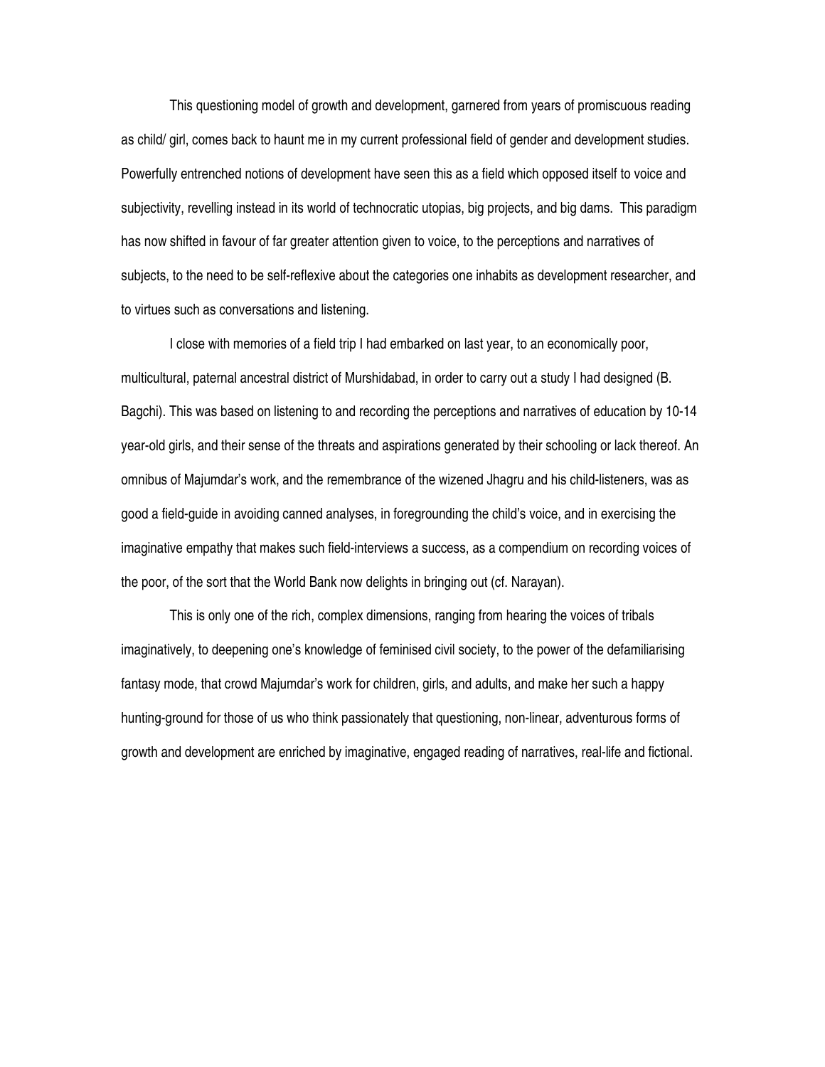This questioning model of growth and development, garnered from years of promiscuous reading as child/ girl, comes back to haunt me in my current professional field of gender and development studies. Powerfully entrenched notions of development have seen this as a field which opposed itself to voice and subjectivity, revelling instead in its world of technocratic utopias, big projects, and big dams. This paradigm has now shifted in favour of far greater attention given to voice, to the perceptions and narratives of subjects, to the need to be self-reflexive about the categories one inhabits as development researcher, and to virtues such as conversations and listening.

I close with memories of a field trip I had embarked on last year, to an economically poor, multicultural, paternal ancestral district of Murshidabad, in order to carry out a study I had designed (B. Bagchi). This was based on listening to and recording the perceptions and narratives of education by 10-14 year-old girls, and their sense of the threats and aspirations generated by their schooling or lack thereof. An omnibus of Majumdar's work, and the remembrance of the wizened Jhagru and his child-listeners, was as good a field-guide in avoiding canned analyses, in foregrounding the child's voice, and in exercising the imaginative empathy that makes such field-interviews a success, as a compendium on recording voices of the poor, of the sort that the World Bank now delights in bringing out (cf. Narayan).

This is only one of the rich, complex dimensions, ranging from hearing the voices of tribals imaginatively, to deepening one's knowledge of feminised civil society, to the power of the defamiliarising fantasy mode, that crowd Majumdar's work for children, girls, and adults, and make her such a happy hunting-ground for those of us who think passionately that questioning, non-linear, adventurous forms of growth and development are enriched by imaginative, engaged reading of narratives, real-life and fictional.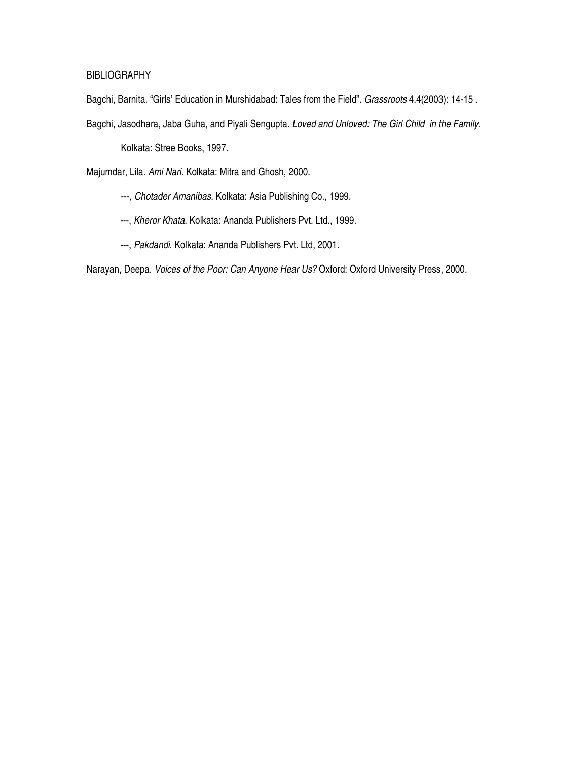BIBLIOGRAPHY

Bagchi, Barnita. "Girls' Education in Murshidabad: Tales from the Field". *Grassroots* 4.4(2003): 14-15 .

Bagchi, Jasodhara, Jaba Guha, and Piyali Sengupta. *Loved and Unloved: The Girl Child in the Family.* Kolkata: Stree Books, 1997.

Majumdar, Lila. *Ami Nari*. Kolkata: Mitra and Ghosh, 2000.

---, *Chotader Amanibas*. Kolkata: Asia Publishing Co., 1999.

---, *Kheror Khata*. Kolkata: Ananda Publishers Pvt. Ltd., 1999.

---, *Pakdandi*. Kolkata: Ananda Publishers Pvt. Ltd, 2001.

Narayan, Deepa. *Voices of the Poor: Can Anyone Hear Us?* Oxford: Oxford University Press, 2000.